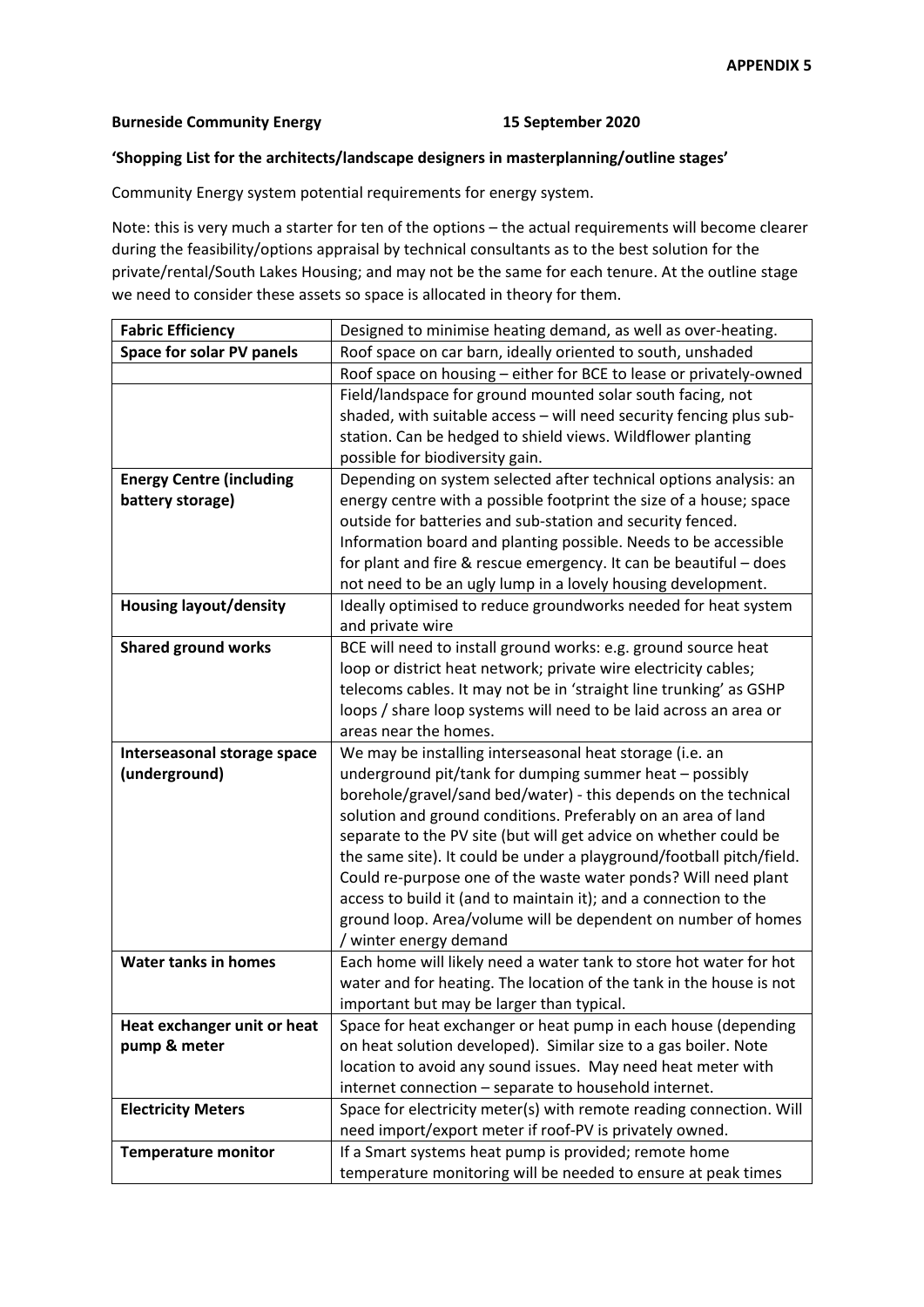**APPENDIX 5**

**Burneside Community Energy** **15 September 2020**

**'Shopping List for the architects/landscape designers in masterplanning/outline stages'**

Community Energy system potential requirements for energy system.

Note: this is very much a starter for ten of the options – the actual requirements will become clearer during the feasibility/options appraisal by technical consultants as to the best solution for the private/rental/South Lakes Housing; and may not be the same for each tenure. At the outline stage we need to consider these assets so space is allocated in theory for them.

| | |
|---|---|
| **Fabric Efficiency** | Designed to minimise heating demand, as well as over-heating. |
| **Space for solar PV panels** | Roof space on car barn, ideally oriented to south, unshaded |
| | Roof space on housing – either for BCE to lease or privately-owned |
| | Field/landspace for ground mounted solar south facing, not shaded, with suitable access – will need security fencing plus sub-station. Can be hedged to shield views. Wildflower planting possible for biodiversity gain. |
| **Energy Centre (including battery storage)** | Depending on system selected after technical options analysis: an energy centre with a possible footprint the size of a house; space outside for batteries and sub-station and security fenced. Information board and planting possible. Needs to be accessible for plant and fire & rescue emergency. It can be beautiful – does not need to be an ugly lump in a lovely housing development. |
| **Housing layout/density** | Ideally optimised to reduce groundworks needed for heat system and private wire |
| **Shared ground works** | BCE will need to install ground works: e.g. ground source heat loop or district heat network; private wire electricity cables; telecoms cables. It may not be in 'straight line trunking' as GSHP loops / share loop systems will need to be laid across an area or areas near the homes. |
| **Interseasonal storage space (underground)** | We may be installing interseasonal heat storage (i.e. an underground pit/tank for dumping summer heat – possibly borehole/gravel/sand bed/water) - this depends on the technical solution and ground conditions. Preferably on an area of land separate to the PV site (but will get advice on whether could be the same site). It could be under a playground/football pitch/field. Could re-purpose one of the waste water ponds? Will need plant access to build it (and to maintain it); and a connection to the ground loop. Area/volume will be dependent on number of homes / winter energy demand |
| **Water tanks in homes** | Each home will likely need a water tank to store hot water for hot water and for heating. The location of the tank in the house is not important but may be larger than typical. |
| **Heat exchanger unit or heat pump & meter** | Space for heat exchanger or heat pump in each house (depending on heat solution developed). Similar size to a gas boiler. Note location to avoid any sound issues. May need heat meter with internet connection – separate to household internet. |
| **Electricity Meters** | Space for electricity meter(s) with remote reading connection. Will need import/export meter if roof-PV is privately owned. |
| **Temperature monitor** | If a Smart systems heat pump is provided; remote home temperature monitoring will be needed to ensure at peak times |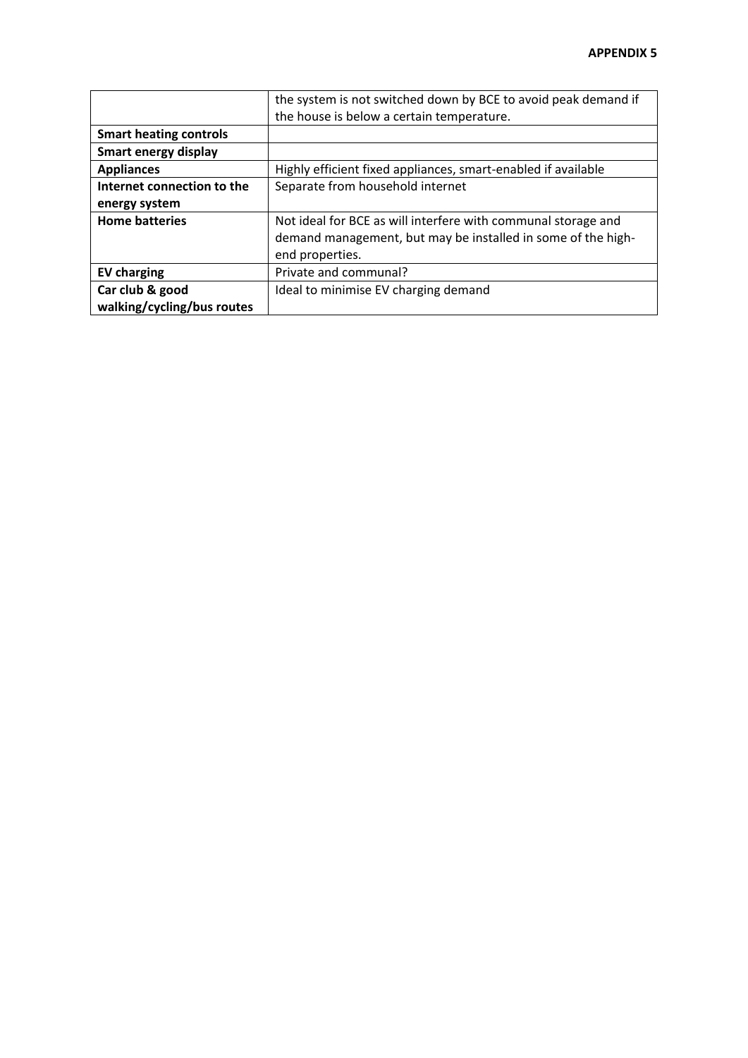| | |
|---|---|
| | the system is not switched down by BCE to avoid peak demand if the house is below a certain temperature. |
| **Smart heating controls** | |
| **Smart energy display** | |
| **Appliances** | Highly efficient fixed appliances, smart-enabled if available |
| **Internet connection to the energy system** | Separate from household internet |
| **Home batteries** | Not ideal for BCE as will interfere with communal storage and demand management, but may be installed in some of the high-end properties. |
| **EV charging** | Private and communal? |
| **Car club & good walking/cycling/bus routes** | Ideal to minimise EV charging demand |